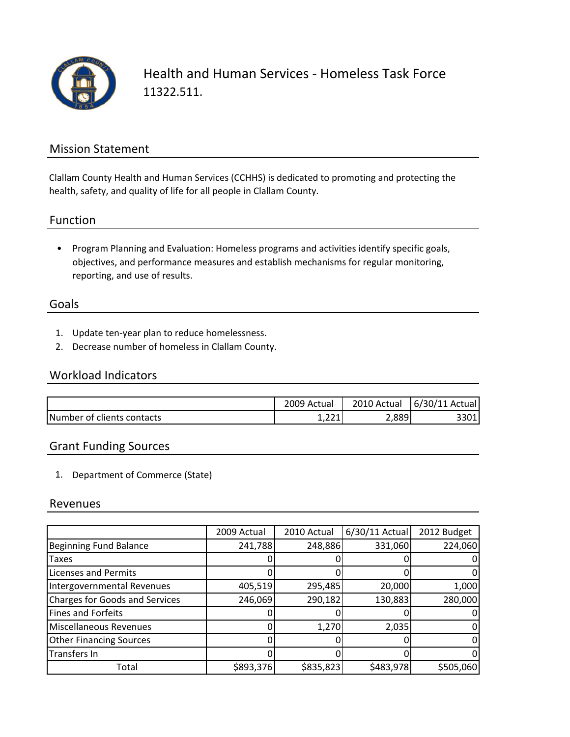# Health and Human Services - Homeless Task Force

11322.511.

## Mission Statement

Clallam County Health and Human Services (CCHHS) is dedicated to promoting and protecting the health, safety, and quality of life for all people in Clallam County.

## Function

- Program Planning and Evaluation: Homeless programs and activities identify specific goals, objectives, and performance measures and establish mechanisms for regular monitoring, reporting, and use of results.

## Goals

1. Update ten-year plan to reduce homelessness.
2. Decrease number of homeless in Clallam County.

## Workload Indicators

| | 2009 Actual | 2010 Actual | 6/30/11 Actual |
|---|---|---|---|
| Number of clients contacts | 1,221 | 2,889 | 3301 |

## Grant Funding Sources

1. Department of Commerce (State)

## Revenues

| | 2009 Actual | 2010 Actual | 6/30/11 Actual | 2012 Budget |
|---|---|---|---|---|
| Beginning Fund Balance | 241,788 | 248,886 | 331,060 | 224,060 |
| Taxes | 0 | 0 | 0 | 0 |
| Licenses and Permits | 0 | 0 | 0 | 0 |
| Intergovernmental Revenues | 405,519 | 295,485 | 20,000 | 1,000 |
| Charges for Goods and Services | 246,069 | 290,182 | 130,883 | 280,000 |
| Fines and Forfeits | 0 | 0 | 0 | 0 |
| Miscellaneous Revenues | 0 | 1,270 | 2,035 | 0 |
| Other Financing Sources | 0 | 0 | 0 | 0 |
| Transfers In | 0 | 0 | 0 | 0 |
| Total | $893,376 | $835,823 | $483,978 | $505,060 |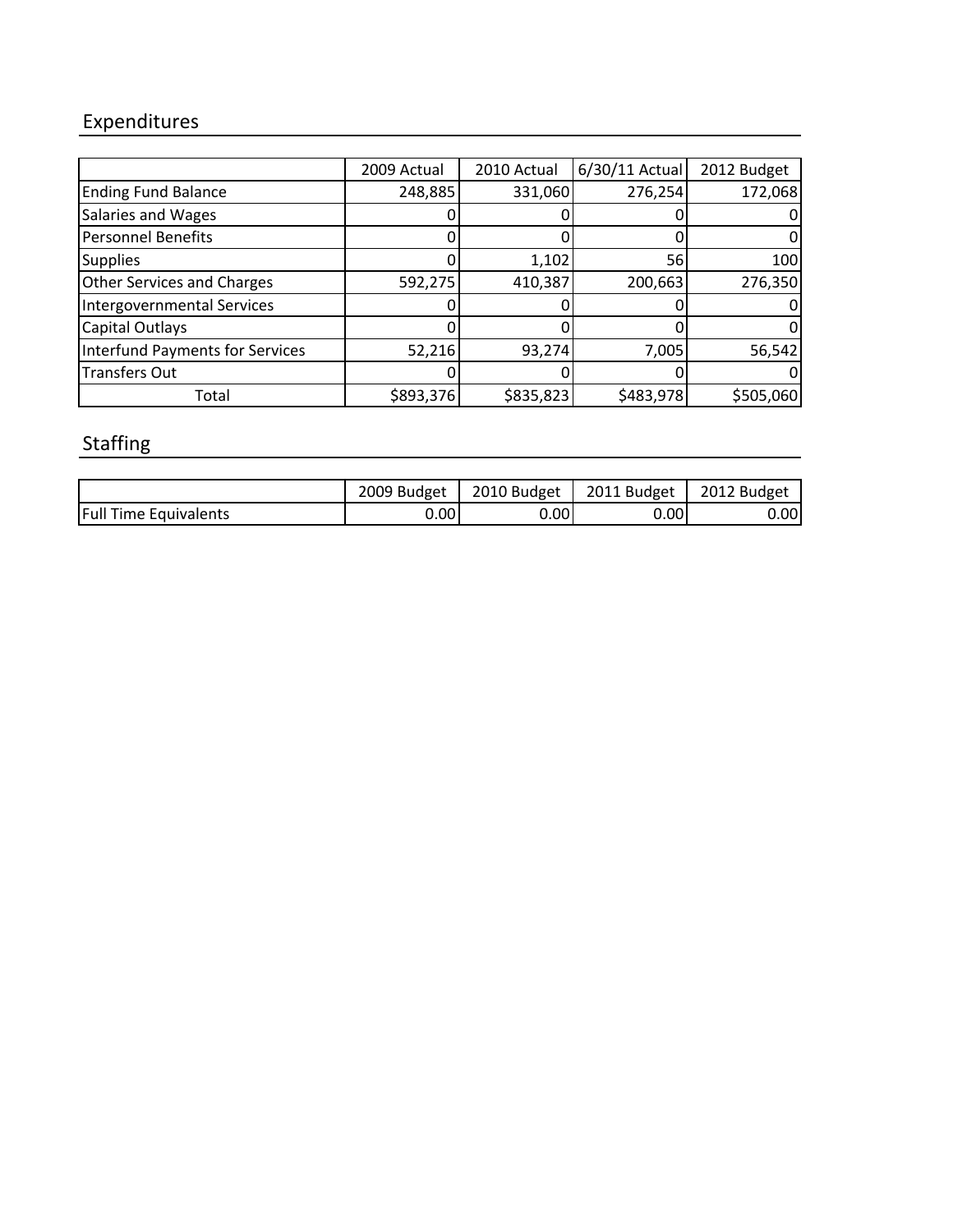## Expenditures

| | 2009 Actual | 2010 Actual | 6/30/11 Actual | 2012 Budget |
|---|---|---|---|---|
| Ending Fund Balance | 248,885 | 331,060 | 276,254 | 172,068 |
| Salaries and Wages | 0 | 0 | 0 | 0 |
| Personnel Benefits | 0 | 0 | 0 | 0 |
| Supplies | 0 | 1,102 | 56 | 100 |
| Other Services and Charges | 592,275 | 410,387 | 200,663 | 276,350 |
| Intergovernmental Services | 0 | 0 | 0 | 0 |
| Capital Outlays | 0 | 0 | 0 | 0 |
| Interfund Payments for Services | 52,216 | 93,274 | 7,005 | 56,542 |
| Transfers Out | 0 | 0 | 0 | 0 |
| Total | $893,376 | $835,823 | $483,978 | $505,060 |

## Staffing

| | 2009 Budget | 2010 Budget | 2011 Budget | 2012 Budget |
|---|---|---|---|---|
| Full Time Equivalents | 0.00 | 0.00 | 0.00 | 0.00 |